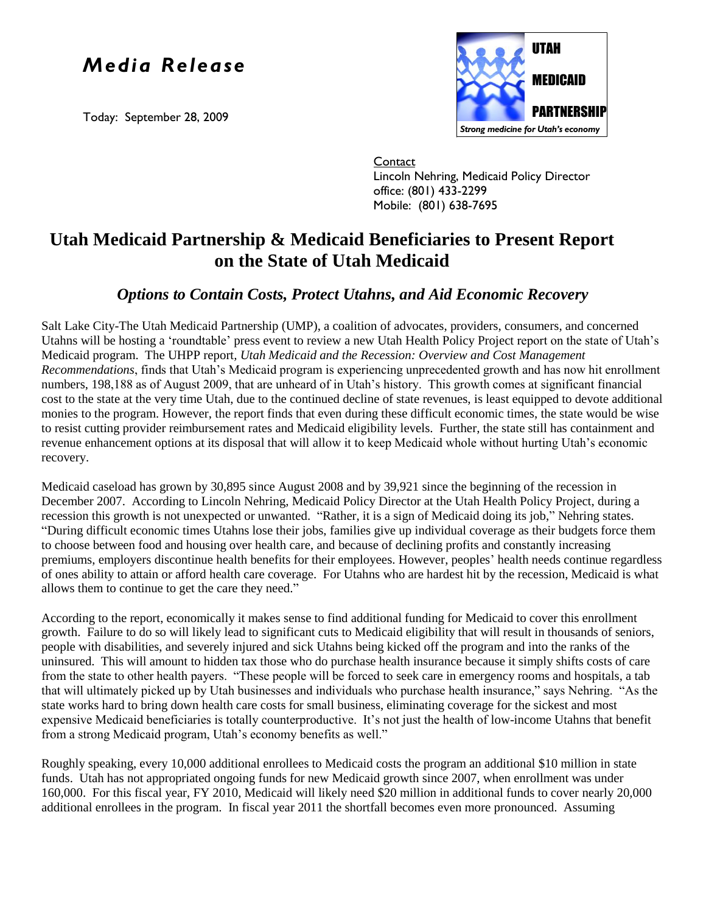# *Media Release*

Today: September 28, 2009

UTAH MEDICAID PARTNERSHIP

*Strong medicine for Utah's economy*

Contact
Lincoln Nehring, Medicaid Policy Director
office: (801) 433-2299
Mobile: (801) 638-7695

## Utah Medicaid Partnership & Medicaid Beneficiaries to Present Report on the State of Utah Medicaid

### *Options to Contain Costs, Protect Utahns, and Aid Economic Recovery*

Salt Lake City-The Utah Medicaid Partnership (UMP), a coalition of advocates, providers, consumers, and concerned Utahns will be hosting a 'roundtable' press event to review a new Utah Health Policy Project report on the state of Utah's Medicaid program. The UHPP report, *Utah Medicaid and the Recession: Overview and Cost Management Recommendations*, finds that Utah's Medicaid program is experiencing unprecedented growth and has now hit enrollment numbers, 198,188 as of August 2009, that are unheard of in Utah's history. This growth comes at significant financial cost to the state at the very time Utah, due to the continued decline of state revenues, is least equipped to devote additional monies to the program. However, the report finds that even during these difficult economic times, the state would be wise to resist cutting provider reimbursement rates and Medicaid eligibility levels. Further, the state still has containment and revenue enhancement options at its disposal that will allow it to keep Medicaid whole without hurting Utah's economic recovery.

Medicaid caseload has grown by 30,895 since August 2008 and by 39,921 since the beginning of the recession in December 2007. According to Lincoln Nehring, Medicaid Policy Director at the Utah Health Policy Project, during a recession this growth is not unexpected or unwanted. "Rather, it is a sign of Medicaid doing its job," Nehring states. "During difficult economic times Utahns lose their jobs, families give up individual coverage as their budgets force them to choose between food and housing over health care, and because of declining profits and constantly increasing premiums, employers discontinue health benefits for their employees. However, peoples' health needs continue regardless of ones ability to attain or afford health care coverage. For Utahns who are hardest hit by the recession, Medicaid is what allows them to continue to get the care they need."

According to the report, economically it makes sense to find additional funding for Medicaid to cover this enrollment growth. Failure to do so will likely lead to significant cuts to Medicaid eligibility that will result in thousands of seniors, people with disabilities, and severely injured and sick Utahns being kicked off the program and into the ranks of the uninsured. This will amount to hidden tax those who do purchase health insurance because it simply shifts costs of care from the state to other health payers. "These people will be forced to seek care in emergency rooms and hospitals, a tab that will ultimately picked up by Utah businesses and individuals who purchase health insurance," says Nehring. "As the state works hard to bring down health care costs for small business, eliminating coverage for the sickest and most expensive Medicaid beneficiaries is totally counterproductive. It's not just the health of low-income Utahns that benefit from a strong Medicaid program, Utah's economy benefits as well."

Roughly speaking, every 10,000 additional enrollees to Medicaid costs the program an additional $10 million in state funds. Utah has not appropriated ongoing funds for new Medicaid growth since 2007, when enrollment was under 160,000. For this fiscal year, FY 2010, Medicaid will likely need $20 million in additional funds to cover nearly 20,000 additional enrollees in the program. In fiscal year 2011 the shortfall becomes even more pronounced. Assuming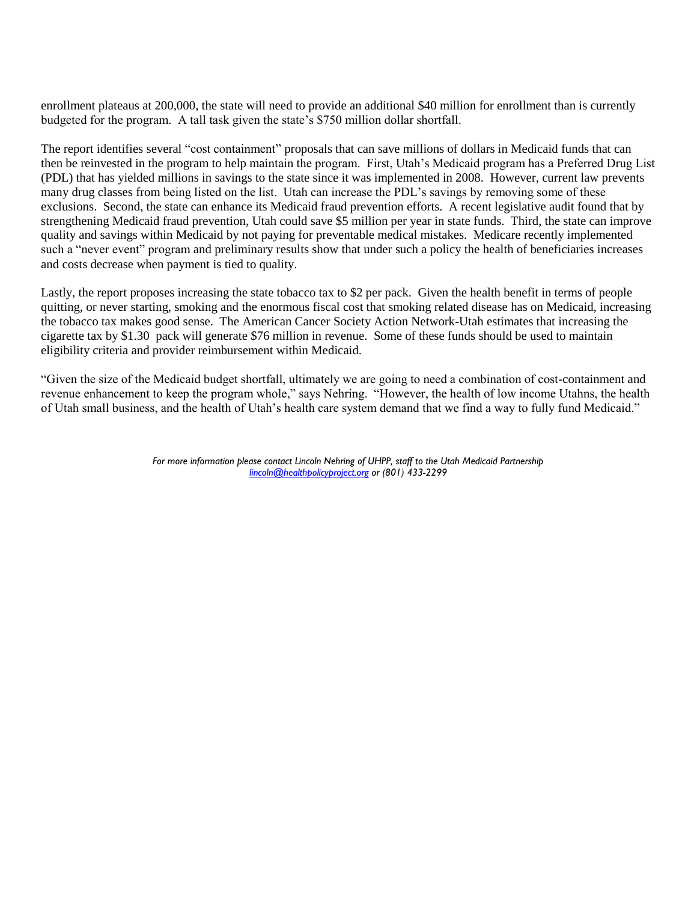enrollment plateaus at 200,000, the state will need to provide an additional $40 million for enrollment than is currently budgeted for the program. A tall task given the state's $750 million dollar shortfall.

The report identifies several "cost containment" proposals that can save millions of dollars in Medicaid funds that can then be reinvested in the program to help maintain the program. First, Utah's Medicaid program has a Preferred Drug List (PDL) that has yielded millions in savings to the state since it was implemented in 2008. However, current law prevents many drug classes from being listed on the list. Utah can increase the PDL's savings by removing some of these exclusions. Second, the state can enhance its Medicaid fraud prevention efforts. A recent legislative audit found that by strengthening Medicaid fraud prevention, Utah could save $5 million per year in state funds. Third, the state can improve quality and savings within Medicaid by not paying for preventable medical mistakes. Medicare recently implemented such a "never event" program and preliminary results show that under such a policy the health of beneficiaries increases and costs decrease when payment is tied to quality.

Lastly, the report proposes increasing the state tobacco tax to $2 per pack. Given the health benefit in terms of people quitting, or never starting, smoking and the enormous fiscal cost that smoking related disease has on Medicaid, increasing the tobacco tax makes good sense. The American Cancer Society Action Network-Utah estimates that increasing the cigarette tax by $1.30 pack will generate $76 million in revenue. Some of these funds should be used to maintain eligibility criteria and provider reimbursement within Medicaid.

"Given the size of the Medicaid budget shortfall, ultimately we are going to need a combination of cost-containment and revenue enhancement to keep the program whole," says Nehring. "However, the health of low income Utahns, the health of Utah small business, and the health of Utah's health care system demand that we find a way to fully fund Medicaid."

*For more information please contact Lincoln Nehring of UHPP, staff to the Utah Medicaid Partnership*
*lincoln@healthpolicyproject.org or (801) 433-2299*